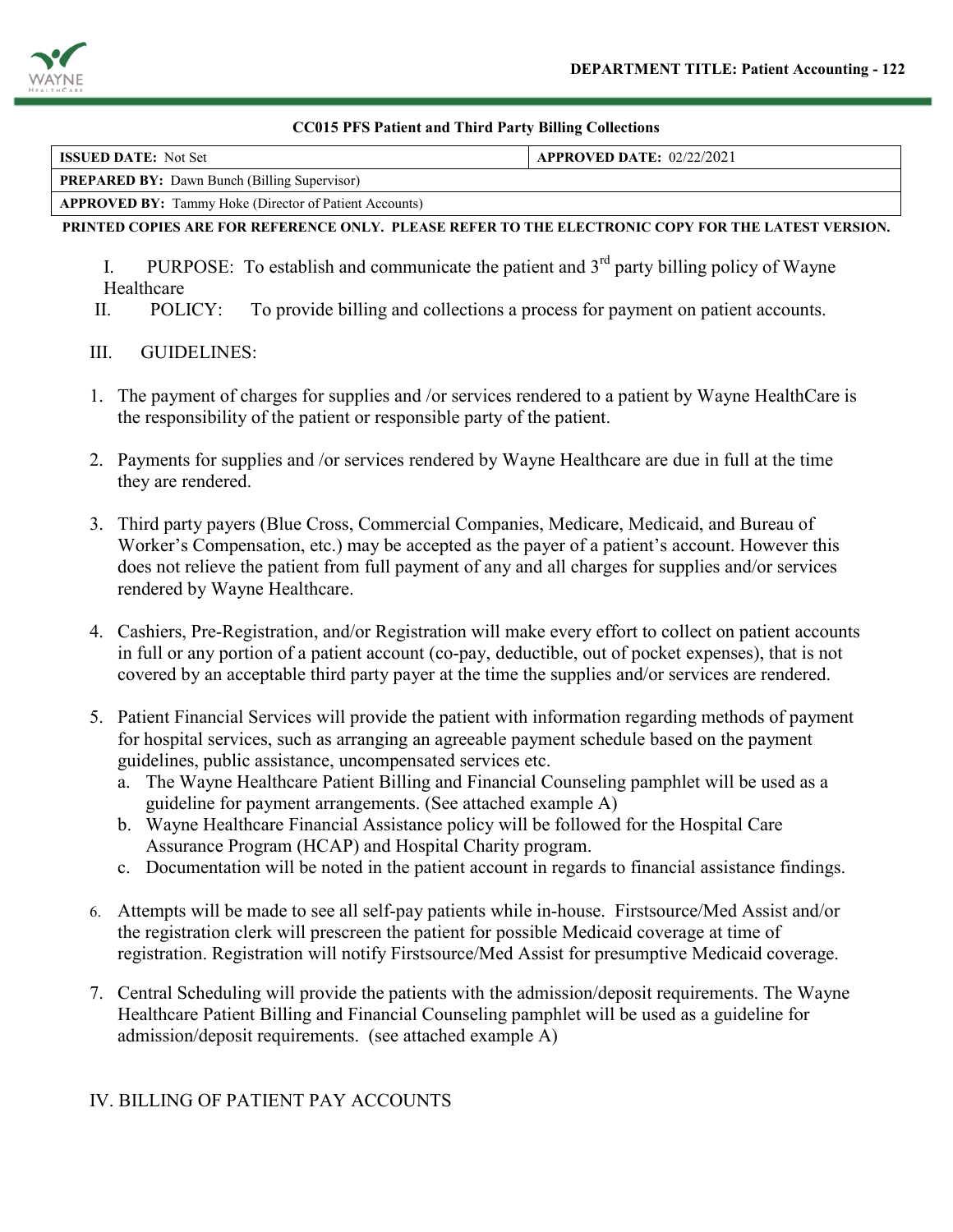**DEPARTMENT TITLE: Patient Accounting - 122**

**CC015 PFS Patient and Third Party Billing Collections**

| **ISSUED DATE:** Not Set | **APPROVED DATE:** 02/22/2021 |
|---|---|
| **PREPARED BY:** Dawn Bunch (Billing Supervisor) | |
| **APPROVED BY:** Tammy Hoke (Director of Patient Accounts) | |

**PRINTED COPIES ARE FOR REFERENCE ONLY. PLEASE REFER TO THE ELECTRONIC COPY FOR THE LATEST VERSION.**

I. PURPOSE: To establish and communicate the patient and 3rd party billing policy of Wayne Healthcare

II. POLICY: To provide billing and collections a process for payment on patient accounts.

III. GUIDELINES:

1. The payment of charges for supplies and /or services rendered to a patient by Wayne HealthCare is the responsibility of the patient or responsible party of the patient.

2. Payments for supplies and /or services rendered by Wayne Healthcare are due in full at the time they are rendered.

3. Third party payers (Blue Cross, Commercial Companies, Medicare, Medicaid, and Bureau of Worker's Compensation, etc.) may be accepted as the payer of a patient's account. However this does not relieve the patient from full payment of any and all charges for supplies and/or services rendered by Wayne Healthcare.

4. Cashiers, Pre-Registration, and/or Registration will make every effort to collect on patient accounts in full or any portion of a patient account (co-pay, deductible, out of pocket expenses), that is not covered by an acceptable third party payer at the time the supplies and/or services are rendered.

5. Patient Financial Services will provide the patient with information regarding methods of payment for hospital services, such as arranging an agreeable payment schedule based on the payment guidelines, public assistance, uncompensated services etc.
   a. The Wayne Healthcare Patient Billing and Financial Counseling pamphlet will be used as a guideline for payment arrangements. (See attached example A)
   b. Wayne Healthcare Financial Assistance policy will be followed for the Hospital Care Assurance Program (HCAP) and Hospital Charity program.
   c. Documentation will be noted in the patient account in regards to financial assistance findings.

6. Attempts will be made to see all self-pay patients while in-house. Firstsource/Med Assist and/or the registration clerk will prescreen the patient for possible Medicaid coverage at time of registration. Registration will notify Firstsource/Med Assist for presumptive Medicaid coverage.

7. Central Scheduling will provide the patients with the admission/deposit requirements. The Wayne Healthcare Patient Billing and Financial Counseling pamphlet will be used as a guideline for admission/deposit requirements. (see attached example A)

IV. BILLING OF PATIENT PAY ACCOUNTS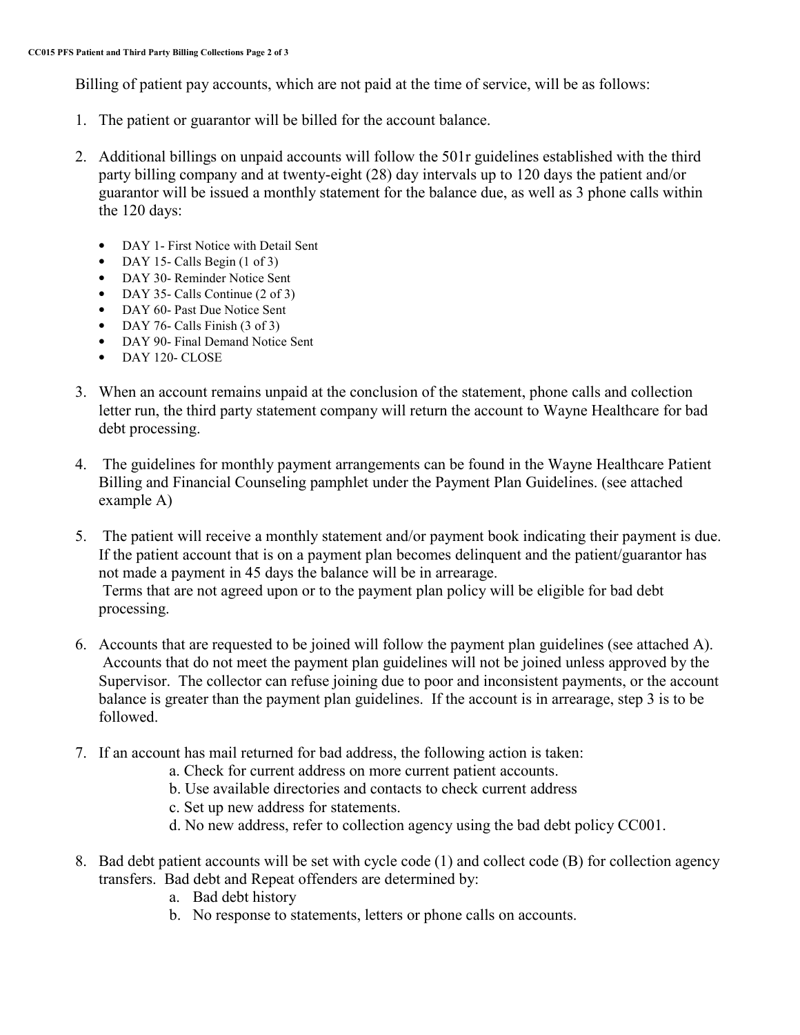Billing of patient pay accounts, which are not paid at the time of service, will be as follows:

1. The patient or guarantor will be billed for the account balance.
2. Additional billings on unpaid accounts will follow the 501r guidelines established with the third party billing company and at twenty-eight (28) day intervals up to 120 days the patient and/or guarantor will be issued a monthly statement for the balance due, as well as 3 phone calls within the 120 days:
   - DAY 1- First Notice with Detail Sent
   - DAY 15- Calls Begin (1 of 3)
   - DAY 30- Reminder Notice Sent
   - DAY 35- Calls Continue (2 of 3)
   - DAY 60- Past Due Notice Sent
   - DAY 76- Calls Finish (3 of 3)
   - DAY 90- Final Demand Notice Sent
   - DAY 120- CLOSE
3. When an account remains unpaid at the conclusion of the statement, phone calls and collection letter run, the third party statement company will return the account to Wayne Healthcare for bad debt processing.
4. The guidelines for monthly payment arrangements can be found in the Wayne Healthcare Patient Billing and Financial Counseling pamphlet under the Payment Plan Guidelines. (see attached example A)
5. The patient will receive a monthly statement and/or payment book indicating their payment is due. If the patient account that is on a payment plan becomes delinquent and the patient/guarantor has not made a payment in 45 days the balance will be in arrearage.
   Terms that are not agreed upon or to the payment plan policy will be eligible for bad debt processing.
6. Accounts that are requested to be joined will follow the payment plan guidelines (see attached A). Accounts that do not meet the payment plan guidelines will not be joined unless approved by the Supervisor. The collector can refuse joining due to poor and inconsistent payments, or the account balance is greater than the payment plan guidelines. If the account is in arrearage, step 3 is to be followed.
7. If an account has mail returned for bad address, the following action is taken:
   a. Check for current address on more current patient accounts.
   b. Use available directories and contacts to check current address
   c. Set up new address for statements.
   d. No new address, refer to collection agency using the bad debt policy CC001.
8. Bad debt patient accounts will be set with cycle code (1) and collect code (B) for collection agency transfers. Bad debt and Repeat offenders are determined by:
   a. Bad debt history
   b. No response to statements, letters or phone calls on accounts.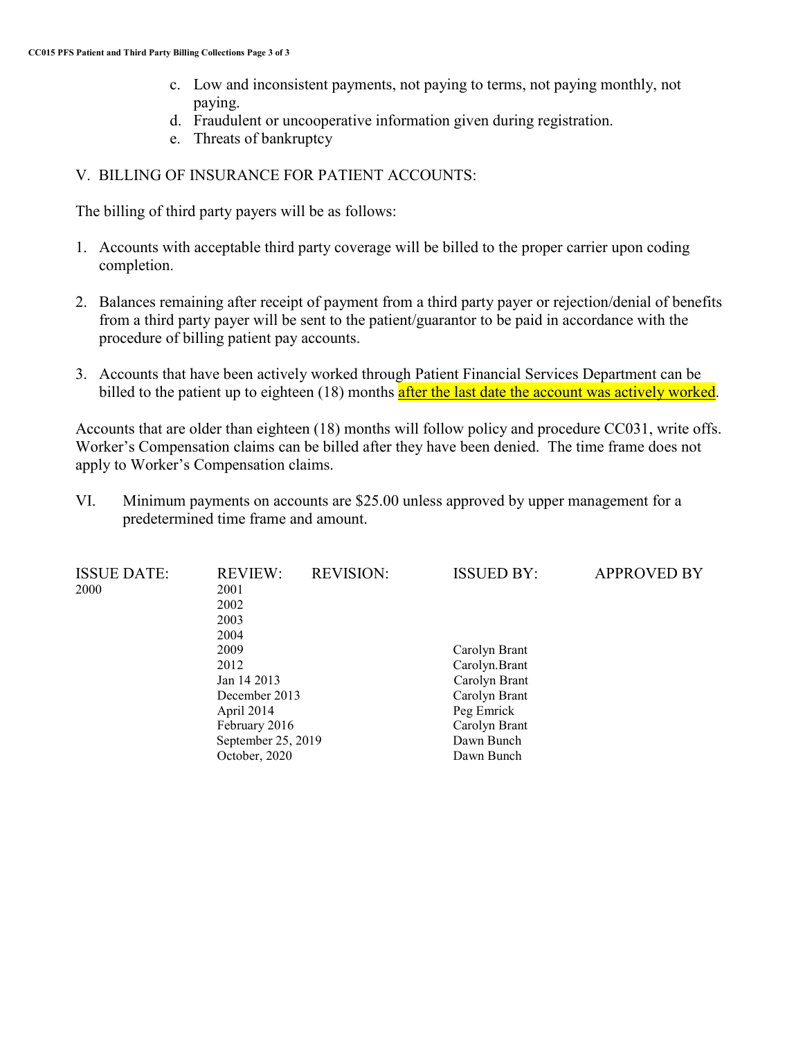c. Low and inconsistent payments, not paying to terms, not paying monthly, not paying.
d. Fraudulent or uncooperative information given during registration.
e. Threats of bankruptcy

V. BILLING OF INSURANCE FOR PATIENT ACCOUNTS:

The billing of third party payers will be as follows:

1. Accounts with acceptable third party coverage will be billed to the proper carrier upon coding completion.

2. Balances remaining after receipt of payment from a third party payer or rejection/denial of benefits from a third party payer will be sent to the patient/guarantor to be paid in accordance with the procedure of billing patient pay accounts.

3. Accounts that have been actively worked through Patient Financial Services Department can be billed to the patient up to eighteen (18) months after the last date the account was actively worked.

Accounts that are older than eighteen (18) months will follow policy and procedure CC031, write offs. Worker's Compensation claims can be billed after they have been denied. The time frame does not apply to Worker's Compensation claims.

VI. Minimum payments on accounts are $25.00 unless approved by upper management for a predetermined time frame and amount.

| ISSUE DATE: | REVIEW: | REVISION: | ISSUED BY: | APPROVED BY |
|---|---|---|---|---|
| 2000 | 2001 | | | |
| | 2002 | | | |
| | 2003 | | | |
| | 2004 | | | |
| | 2009 | | Carolyn Brant | |
| | 2012 | | Carolyn.Brant | |
| | Jan 14 2013 | | Carolyn Brant | |
| | December 2013 | | Carolyn Brant | |
| | April 2014 | | Peg Emrick | |
| | February 2016 | | Carolyn Brant | |
| | September 25, 2019 | | Dawn Bunch | |
| | October, 2020 | | Dawn Bunch | |